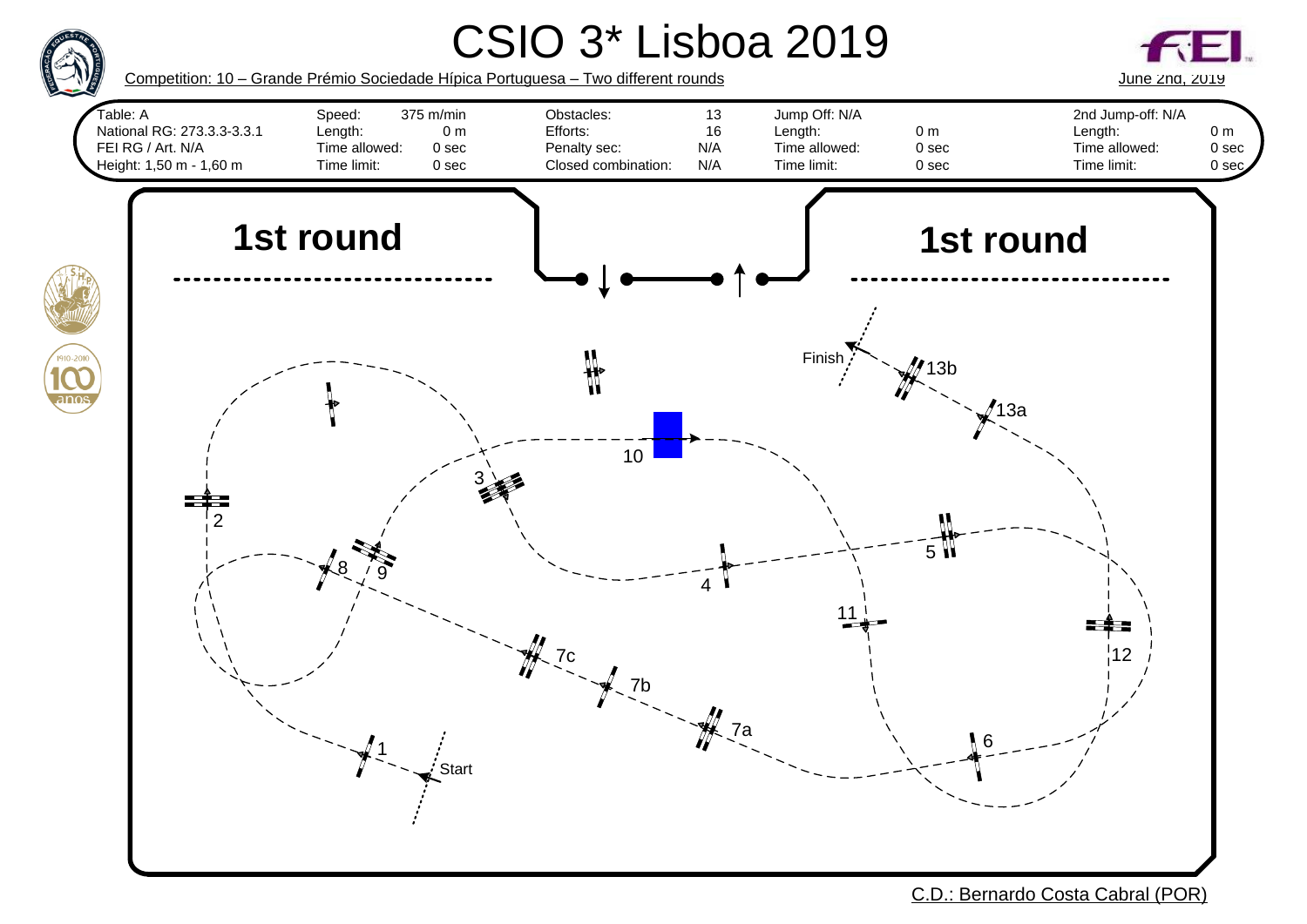# CSIO 3* Lisboa 2019

Competition: 10 – Grande Prémio Sociedade Hípica Portuguesa – Two different rounds

June 2nd, 2019

| Table: A | Speed: | 375 m/min | Obstacles: | 13 | Jump Off: N/A | | 2nd Jump-off: N/A | |
|---|---|---|---|---|---|---|---|---|
| National RG: 273.3.3-3.3.1 | Length: | 0 m | Efforts: | 16 | Length: | 0 m | Length: | 0 m |
| FEI RG / Art. N/A | Time allowed: | 0 sec | Penalty sec: | N/A | Time allowed: | 0 sec | Time allowed: | 0 sec |
| Height: 1,50 m - 1,60 m | Time limit: | 0 sec | Closed combination: | N/A | Time limit: | 0 sec | Time limit: | 0 sec |

## 1st round

## 1st round

Start, 1, 2, 3, 4, 5, 6, 7a, 7b, 7c, 8, 9, 10, 11, 12, 13a, 13b, Finish

C.D.: Bernardo Costa Cabral (POR)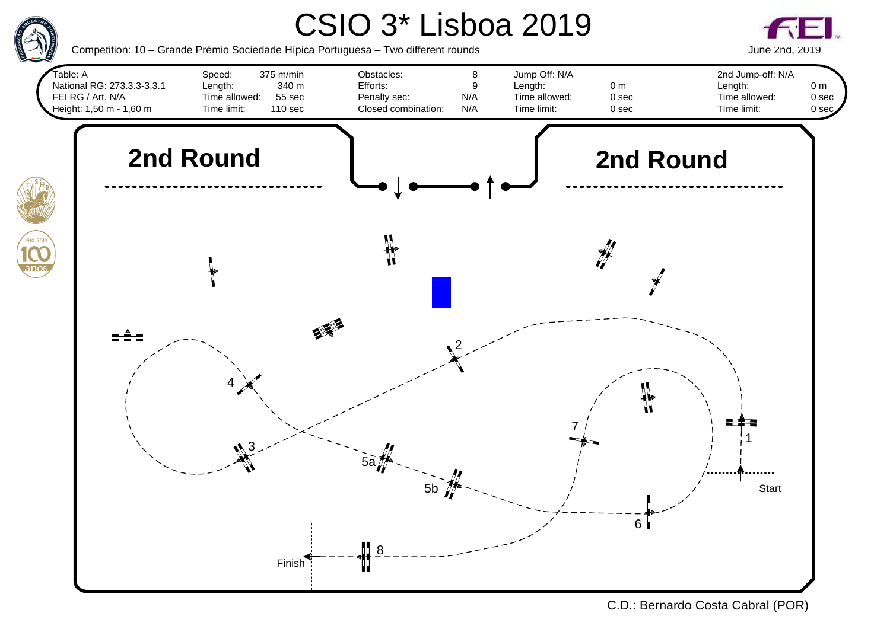# CSIO 3* Lisboa 2019

Competition: 10 – Grande Prémio Sociedade Hípica Portuguesa – Two different rounds

June 2nd, 2019

| | | | | | | | | | | |
|---|---|---|---|---|---|---|---|---|---|---|
| Table: A | Speed: | 375 m/min | Obstacles: | 8 | Jump Off: N/A | | | 2nd Jump-off: N/A | | |
| National RG: 273.3.3-3.3.1 | Length: | 340 m | Efforts: | 9 | Length: | 0 m | | Length: | 0 m | |
| FEI RG / Art. N/A | Time allowed: | 55 sec | Penalty sec: | N/A | Time allowed: | 0 sec | | Time allowed: | 0 sec | |
| Height: 1,50 m - 1,60 m | Time limit: | 110 sec | Closed combination: | N/A | Time limit: | 0 sec | | Time limit: | 0 sec | |

## 2nd Round

## 2nd Round

Start

1

2

3

4

5a

5b

6

7

8

Finish

C.D.: Bernardo Costa Cabral (POR)